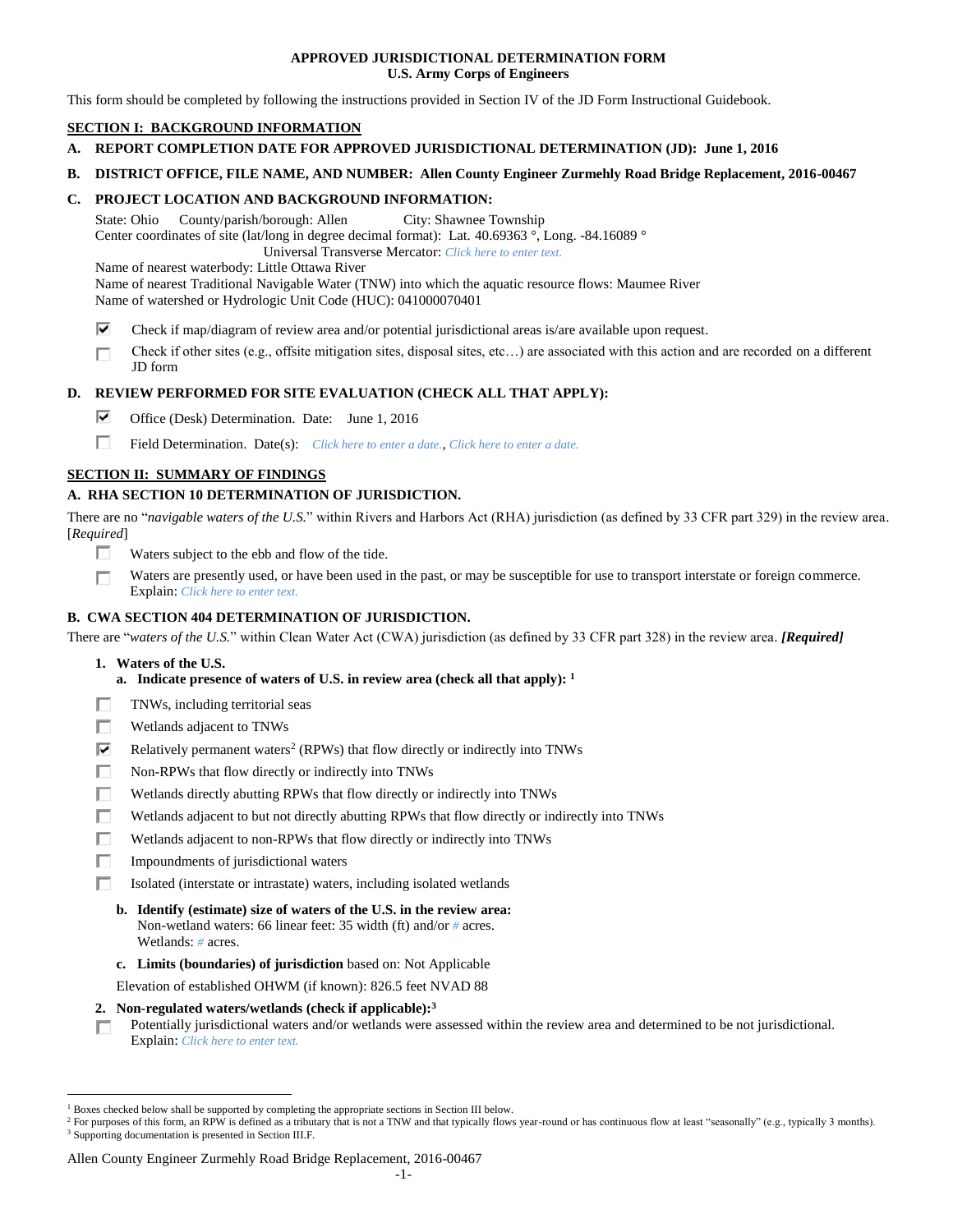**APPROVED JURISDICTIONAL DETERMINATION FORM**
**U.S. Army Corps of Engineers**

This form should be completed by following the instructions provided in Section IV of the JD Form Instructional Guidebook.

## SECTION I: BACKGROUND INFORMATION

**A. REPORT COMPLETION DATE FOR APPROVED JURISDICTIONAL DETERMINATION (JD): June 1, 2016**

**B. DISTRICT OFFICE, FILE NAME, AND NUMBER: Allen County Engineer Zurmehly Road Bridge Replacement, 2016-00467**

**C. PROJECT LOCATION AND BACKGROUND INFORMATION:**

State: Ohio County/parish/borough: Allen City: Shawnee Township
Center coordinates of site (lat/long in degree decimal format): Lat. 40.69363 °, Long. -84.16089 °
Universal Transverse Mercator: *Click here to enter text.*
Name of nearest waterbody: Little Ottawa River
Name of nearest Traditional Navigable Water (TNW) into which the aquatic resource flows: Maumee River
Name of watershed or Hydrologic Unit Code (HUC): 041000070401

- [x] Check if map/diagram of review area and/or potential jurisdictional areas is/are available upon request.
- [ ] Check if other sites (e.g., offsite mitigation sites, disposal sites, etc…) are associated with this action and are recorded on a different JD form

**D. REVIEW PERFORMED FOR SITE EVALUATION (CHECK ALL THAT APPLY):**

- [x] Office (Desk) Determination. Date: June 1, 2016
- [ ] Field Determination. Date(s): *Click here to enter a date., Click here to enter a date.*

## SECTION II: SUMMARY OF FINDINGS

**A. RHA SECTION 10 DETERMINATION OF JURISDICTION.**

There are no "*navigable waters of the U.S.*" within Rivers and Harbors Act (RHA) jurisdiction (as defined by 33 CFR part 329) in the review area. [*Required*]

- [ ] Waters subject to the ebb and flow of the tide.
- [ ] Waters are presently used, or have been used in the past, or may be susceptible for use to transport interstate or foreign commerce. Explain: *Click here to enter text.*

**B. CWA SECTION 404 DETERMINATION OF JURISDICTION.**

There are "*waters of the U.S.*" within Clean Water Act (CWA) jurisdiction (as defined by 33 CFR part 328) in the review area. ***[Required]***

**1. Waters of the U.S.**

**a. Indicate presence of waters of U.S. in review area (check all that apply):** [1]

- [ ] TNWs, including territorial seas
- [ ] Wetlands adjacent to TNWs
- [x] Relatively permanent waters[2] (RPWs) that flow directly or indirectly into TNWs
- [ ] Non-RPWs that flow directly or indirectly into TNWs
- [ ] Wetlands directly abutting RPWs that flow directly or indirectly into TNWs
- [ ] Wetlands adjacent to but not directly abutting RPWs that flow directly or indirectly into TNWs
- [ ] Wetlands adjacent to non-RPWs that flow directly or indirectly into TNWs
- [ ] Impoundments of jurisdictional waters
- [ ] Isolated (interstate or intrastate) waters, including isolated wetlands

**b. Identify (estimate) size of waters of the U.S. in the review area:**
Non-wetland waters: 66 linear feet: 35 width (ft) and/or # acres.
Wetlands: # acres.

**c. Limits (boundaries) of jurisdiction** based on: Not Applicable

Elevation of established OHWM (if known): 826.5 feet NVAD 88

**2. Non-regulated waters/wetlands (check if applicable):**[3]

- [ ] Potentially jurisdictional waters and/or wetlands were assessed within the review area and determined to be not jurisdictional. Explain: *Click here to enter text.*

---

[1] Boxes checked below shall be supported by completing the appropriate sections in Section III below.
[2] For purposes of this form, an RPW is defined as a tributary that is not a TNW and that typically flows year-round or has continuous flow at least "seasonally" (e.g., typically 3 months).
[3] Supporting documentation is presented in Section III.F.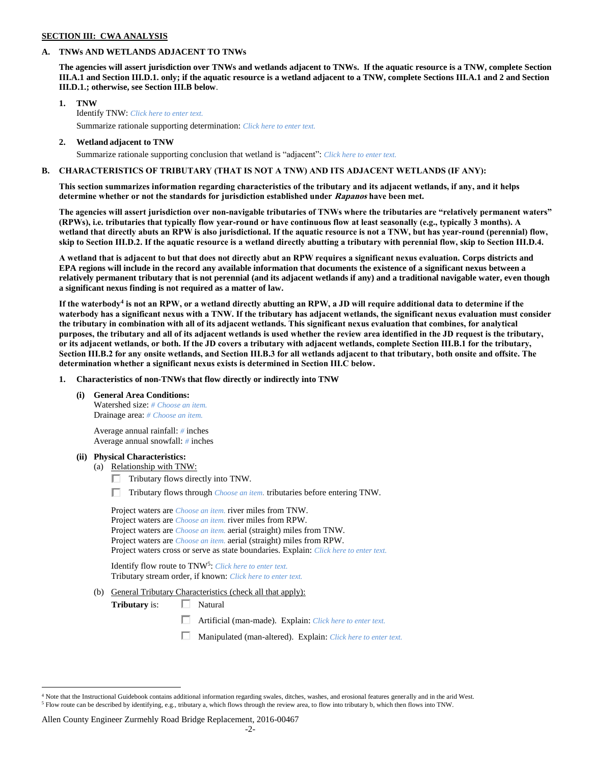**SECTION III: CWA ANALYSIS**

**A. TNWs AND WETLANDS ADJACENT TO TNWs**

**The agencies will assert jurisdiction over TNWs and wetlands adjacent to TNWs. If the aquatic resource is a TNW, complete Section III.A.1 and Section III.D.1. only; if the aquatic resource is a wetland adjacent to a TNW, complete Sections III.A.1 and 2 and Section III.D.1.; otherwise, see Section III.B below**.

**1. TNW**

Identify TNW: *Click here to enter text.*

Summarize rationale supporting determination: *Click here to enter text.*

**2. Wetland adjacent to TNW**

Summarize rationale supporting conclusion that wetland is "adjacent": *Click here to enter text.*

**B. CHARACTERISTICS OF TRIBUTARY (THAT IS NOT A TNW) AND ITS ADJACENT WETLANDS (IF ANY):**

**This section summarizes information regarding characteristics of the tributary and its adjacent wetlands, if any, and it helps determine whether or not the standards for jurisdiction established under *Rapanos* have been met.**

**The agencies will assert jurisdiction over non-navigable tributaries of TNWs where the tributaries are "relatively permanent waters" (RPWs), i.e. tributaries that typically flow year-round or have continuous flow at least seasonally (e.g., typically 3 months). A wetland that directly abuts an RPW is also jurisdictional. If the aquatic resource is not a TNW, but has year-round (perennial) flow, skip to Section III.D.2. If the aquatic resource is a wetland directly abutting a tributary with perennial flow, skip to Section III.D.4.**

**A wetland that is adjacent to but that does not directly abut an RPW requires a significant nexus evaluation. Corps districts and EPA regions will include in the record any available information that documents the existence of a significant nexus between a relatively permanent tributary that is not perennial (and its adjacent wetlands if any) and a traditional navigable water, even though a significant nexus finding is not required as a matter of law.**

**If the waterbody[4] is not an RPW, or a wetland directly abutting an RPW, a JD will require additional data to determine if the waterbody has a significant nexus with a TNW. If the tributary has adjacent wetlands, the significant nexus evaluation must consider the tributary in combination with all of its adjacent wetlands. This significant nexus evaluation that combines, for analytical purposes, the tributary and all of its adjacent wetlands is used whether the review area identified in the JD request is the tributary, or its adjacent wetlands, or both. If the JD covers a tributary with adjacent wetlands, complete Section III.B.1 for the tributary, Section III.B.2 for any onsite wetlands, and Section III.B.3 for all wetlands adjacent to that tributary, both onsite and offsite. The determination whether a significant nexus exists is determined in Section III.C below.**

**1. Characteristics of non-TNWs that flow directly or indirectly into TNW**

**(i) General Area Conditions:**

Watershed size: *# Choose an item.*
Drainage area: *# Choose an item.*

Average annual rainfall: *#* inches
Average annual snowfall: *#* inches

**(ii) Physical Characteristics:**

(a) Relationship with TNW:

☐ Tributary flows directly into TNW.

☐ Tributary flows through *Choose an item.* tributaries before entering TNW.

Project waters are *Choose an item.* river miles from TNW.
Project waters are *Choose an item.* river miles from RPW.
Project waters are *Choose an item.* aerial (straight) miles from TNW.
Project waters are *Choose an item.* aerial (straight) miles from RPW.
Project waters cross or serve as state boundaries. Explain: *Click here to enter text.*

Identify flow route to TNW[5]: *Click here to enter text.*
Tributary stream order, if known: *Click here to enter text.*

(b) General Tributary Characteristics (check all that apply):

**Tributary** is: ☐ Natural

☐ Artificial (man-made). Explain: *Click here to enter text.*

☐ Manipulated (man-altered). Explain: *Click here to enter text.*

---

[4] Note that the Instructional Guidebook contains additional information regarding swales, ditches, washes, and erosional features generally and in the arid West.
[5] Flow route can be described by identifying, e.g., tributary a, which flows through the review area, to flow into tributary b, which then flows into TNW.

Allen County Engineer Zurmehly Road Bridge Replacement, 2016-00467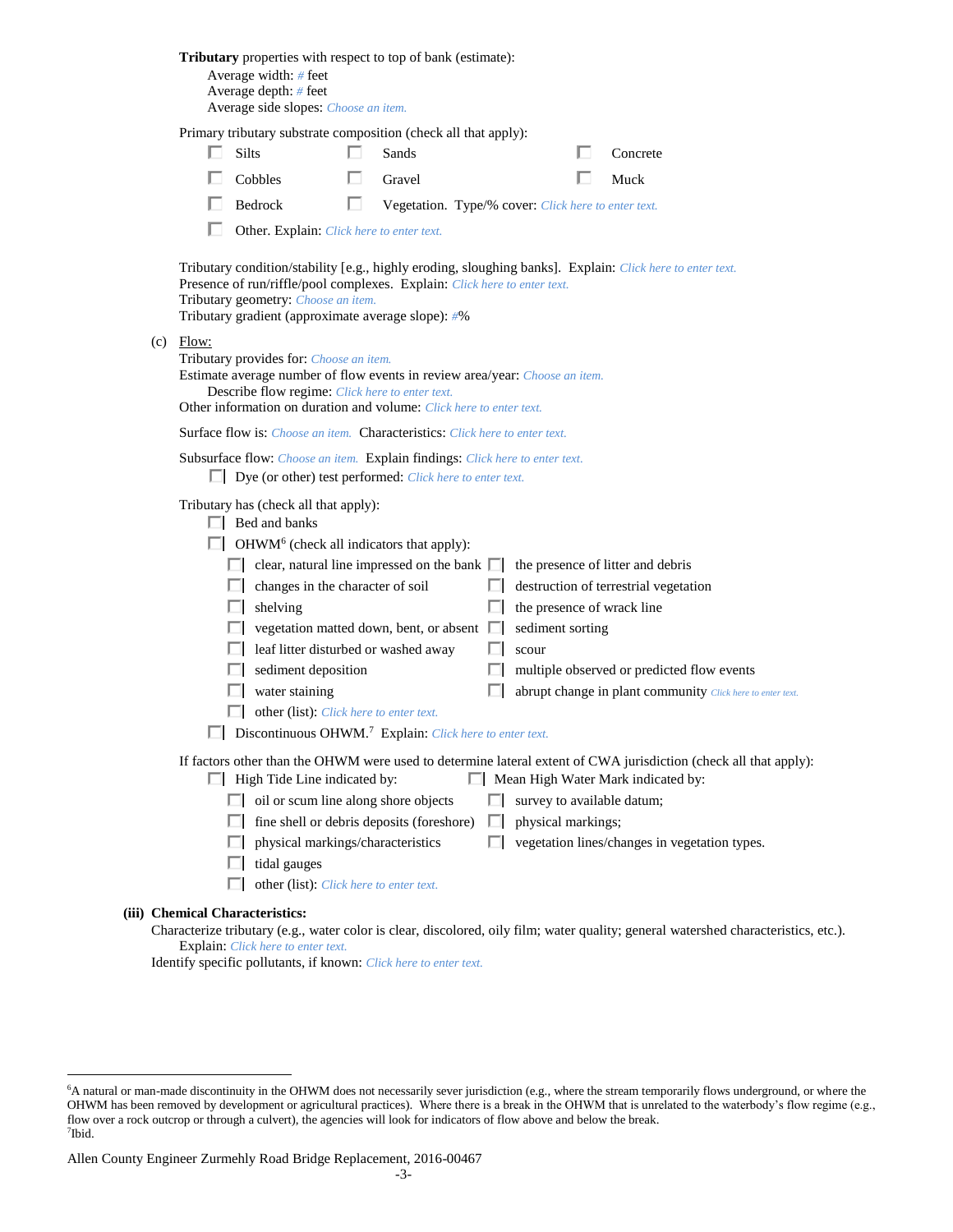**Tributary** properties with respect to top of bank (estimate):

Average width: # feet
Average depth: # feet
Average side slopes: Choose an item.

Primary tributary substrate composition (check all that apply):

- ☐ Silts
- ☐ Sands
- ☐ Concrete
- ☐ Cobbles
- ☐ Gravel
- ☐ Muck
- ☐ Bedrock
- ☐ Vegetation. Type/% cover: Click here to enter text.
- ☐ Other. Explain: Click here to enter text.

Tributary condition/stability [e.g., highly eroding, sloughing banks]. Explain: Click here to enter text.
Presence of run/riffle/pool complexes. Explain: Click here to enter text.
Tributary geometry: Choose an item.
Tributary gradient (approximate average slope): #%

(c) Flow:

Tributary provides for: Choose an item.
Estimate average number of flow events in review area/year: Choose an item.
Describe flow regime: Click here to enter text.
Other information on duration and volume: Click here to enter text.

Surface flow is: Choose an item. Characteristics: Click here to enter text.

Subsurface flow: Choose an item. Explain findings: Click here to enter text.

- ☐ Dye (or other) test performed: Click here to enter text.

Tributary has (check all that apply):

- ☐ Bed and banks
- ☐ OHWM[6] (check all indicators that apply):
  - ☐ clear, natural line impressed on the bank
  - ☐ the presence of litter and debris
  - ☐ changes in the character of soil
  - ☐ destruction of terrestrial vegetation
  - ☐ shelving
  - ☐ the presence of wrack line
  - ☐ vegetation matted down, bent, or absent
  - ☐ sediment sorting
  - ☐ leaf litter disturbed or washed away
  - ☐ scour
  - ☐ sediment deposition
  - ☐ multiple observed or predicted flow events
  - ☐ water staining
  - ☐ abrupt change in plant community Click here to enter text.
  - ☐ other (list): Click here to enter text.
- ☐ Discontinuous OHWM.[7] Explain: Click here to enter text.

If factors other than the OHWM were used to determine lateral extent of CWA jurisdiction (check all that apply):

- ☐ High Tide Line indicated by:
  - ☐ oil or scum line along shore objects
  - ☐ fine shell or debris deposits (foreshore)
  - ☐ physical markings/characteristics
  - ☐ tidal gauges
  - ☐ other (list): Click here to enter text.
- ☐ Mean High Water Mark indicated by:
  - ☐ survey to available datum;
  - ☐ physical markings;
  - ☐ vegetation lines/changes in vegetation types.

**(iii) Chemical Characteristics:**

Characterize tributary (e.g., water color is clear, discolored, oily film; water quality; general watershed characteristics, etc.).
Explain: Click here to enter text.
Identify specific pollutants, if known: Click here to enter text.

---

[6]A natural or man-made discontinuity in the OHWM does not necessarily sever jurisdiction (e.g., where the stream temporarily flows underground, or where the OHWM has been removed by development or agricultural practices). Where there is a break in the OHWM that is unrelated to the waterbody's flow regime (e.g., flow over a rock outcrop or through a culvert), the agencies will look for indicators of flow above and below the break.
[7]Ibid.

Allen County Engineer Zurmehly Road Bridge Replacement, 2016-00467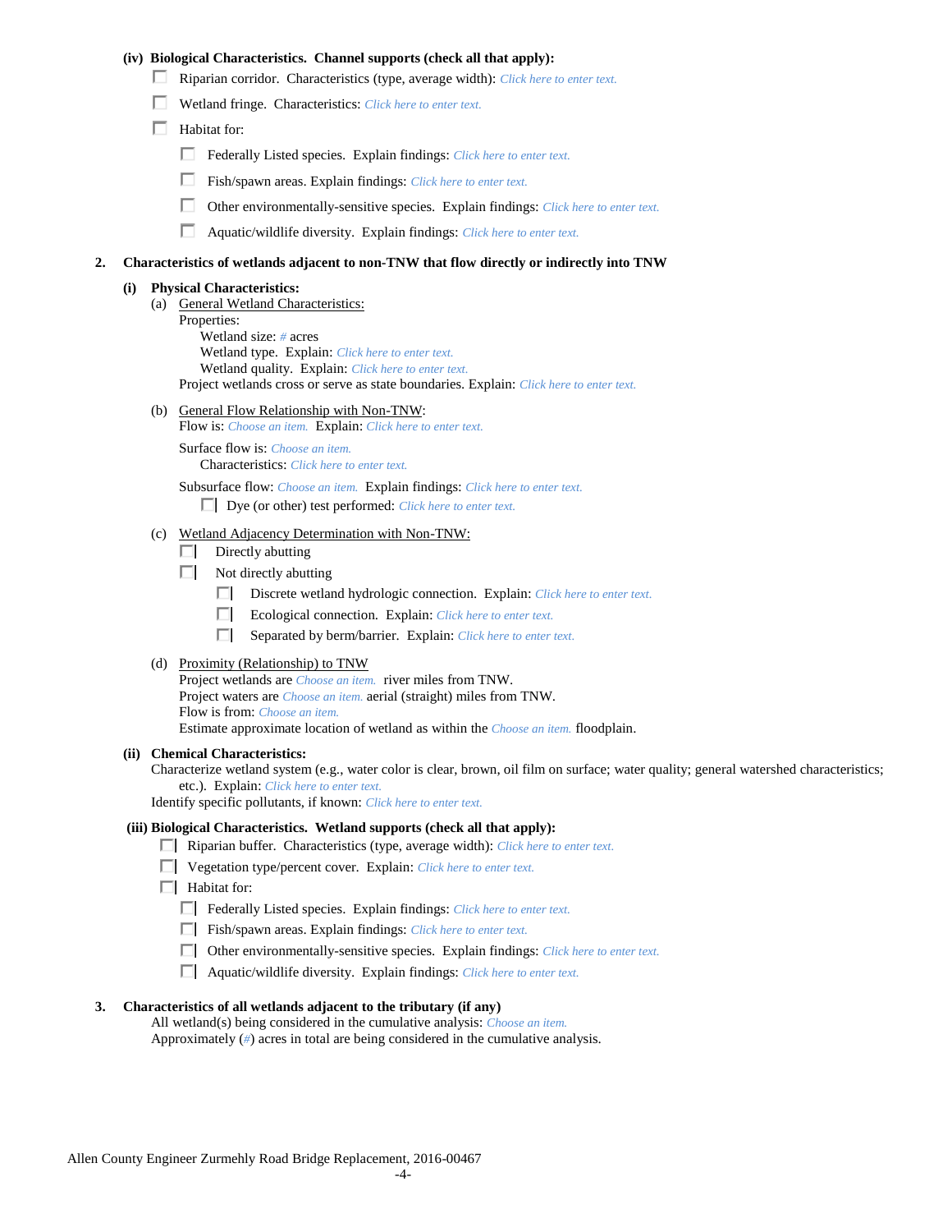**(iv) Biological Characteristics. Channel supports (check all that apply):**

- ☐ Riparian corridor. Characteristics (type, average width): *Click here to enter text.*
- ☐ Wetland fringe. Characteristics: *Click here to enter text.*
- ☐ Habitat for:
  - ☐ Federally Listed species. Explain findings: *Click here to enter text.*
  - ☐ Fish/spawn areas. Explain findings: *Click here to enter text.*
  - ☐ Other environmentally-sensitive species. Explain findings: *Click here to enter text.*
  - ☐ Aquatic/wildlife diversity. Explain findings: *Click here to enter text.*

**2. Characteristics of wetlands adjacent to non-TNW that flow directly or indirectly into TNW**

**(i) Physical Characteristics:**

(a) General Wetland Characteristics:

Properties:

Wetland size: *#* acres

Wetland type. Explain: *Click here to enter text.*

Wetland quality. Explain: *Click here to enter text.*

Project wetlands cross or serve as state boundaries. Explain: *Click here to enter text.*

(b) General Flow Relationship with Non-TNW:

Flow is: *Choose an item.* Explain: *Click here to enter text.*

Surface flow is: *Choose an item.*

Characteristics: *Click here to enter text.*

Subsurface flow: *Choose an item.* Explain findings: *Click here to enter text.*

- ☐ Dye (or other) test performed: *Click here to enter text.*

(c) Wetland Adjacency Determination with Non-TNW:

- ☐ Directly abutting
- ☐ Not directly abutting
  - ☐ Discrete wetland hydrologic connection. Explain: *Click here to enter text.*
  - ☐ Ecological connection. Explain: *Click here to enter text.*
  - ☐ Separated by berm/barrier. Explain: *Click here to enter text.*

(d) Proximity (Relationship) to TNW

Project wetlands are *Choose an item.* river miles from TNW.

Project waters are *Choose an item.* aerial (straight) miles from TNW.

Flow is from: *Choose an item.*

Estimate approximate location of wetland as within the *Choose an item.* floodplain.

**(ii) Chemical Characteristics:**

Characterize wetland system (e.g., water color is clear, brown, oil film on surface; water quality; general watershed characteristics; etc.). Explain: *Click here to enter text.*

Identify specific pollutants, if known: *Click here to enter text.*

**(iii) Biological Characteristics. Wetland supports (check all that apply):**

- ☐ Riparian buffer. Characteristics (type, average width): *Click here to enter text.*
- ☐ Vegetation type/percent cover. Explain: *Click here to enter text.*
- ☐ Habitat for:
  - ☐ Federally Listed species. Explain findings: *Click here to enter text.*
  - ☐ Fish/spawn areas. Explain findings: *Click here to enter text.*
  - ☐ Other environmentally-sensitive species. Explain findings: *Click here to enter text.*
  - ☐ Aquatic/wildlife diversity. Explain findings: *Click here to enter text.*

**3. Characteristics of all wetlands adjacent to the tributary (if any)**

All wetland(s) being considered in the cumulative analysis: *Choose an item.*

Approximately (*#*) acres in total are being considered in the cumulative analysis.

Allen County Engineer Zurmehly Road Bridge Replacement, 2016-00467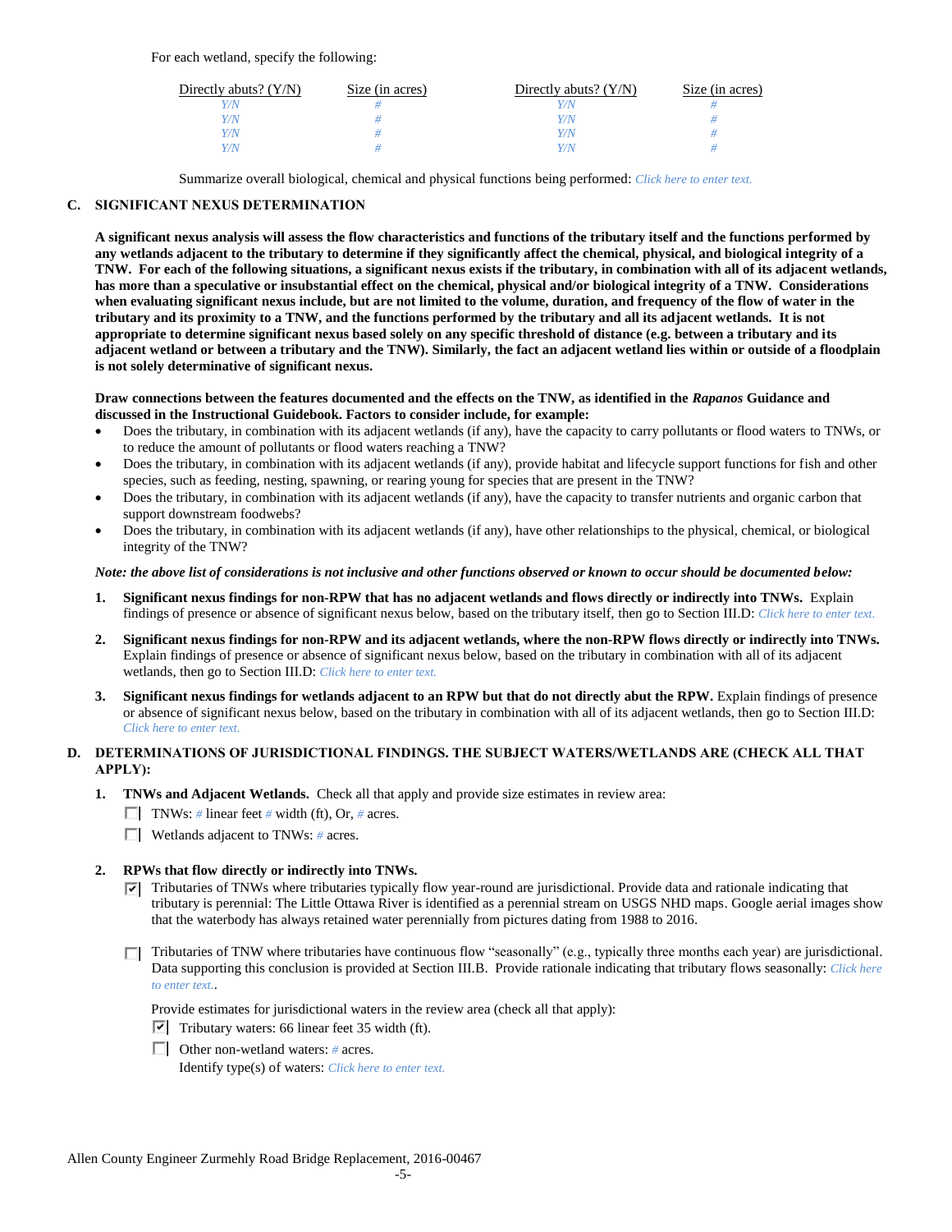For each wetland, specify the following:

| Directly abuts? (Y/N) | Size (in acres) | Directly abuts? (Y/N) | Size (in acres) |
|---|---|---|---|
| Y/N | # | Y/N | # |
| Y/N | # | Y/N | # |
| Y/N | # | Y/N | # |
| Y/N | # | Y/N | # |

Summarize overall biological, chemical and physical functions being performed: *Click here to enter text.*

## C. SIGNIFICANT NEXUS DETERMINATION

**A significant nexus analysis will assess the flow characteristics and functions of the tributary itself and the functions performed by any wetlands adjacent to the tributary to determine if they significantly affect the chemical, physical, and biological integrity of a TNW. For each of the following situations, a significant nexus exists if the tributary, in combination with all of its adjacent wetlands, has more than a speculative or insubstantial effect on the chemical, physical and/or biological integrity of a TNW. Considerations when evaluating significant nexus include, but are not limited to the volume, duration, and frequency of the flow of water in the tributary and its proximity to a TNW, and the functions performed by the tributary and all its adjacent wetlands. It is not appropriate to determine significant nexus based solely on any specific threshold of distance (e.g. between a tributary and its adjacent wetland or between a tributary and the TNW). Similarly, the fact an adjacent wetland lies within or outside of a floodplain is not solely determinative of significant nexus.**

**Draw connections between the features documented and the effects on the TNW, as identified in the *Rapanos* Guidance and discussed in the Instructional Guidebook. Factors to consider include, for example:**

- Does the tributary, in combination with its adjacent wetlands (if any), have the capacity to carry pollutants or flood waters to TNWs, or to reduce the amount of pollutants or flood waters reaching a TNW?
- Does the tributary, in combination with its adjacent wetlands (if any), provide habitat and lifecycle support functions for fish and other species, such as feeding, nesting, spawning, or rearing young for species that are present in the TNW?
- Does the tributary, in combination with its adjacent wetlands (if any), have the capacity to transfer nutrients and organic carbon that support downstream foodwebs?
- Does the tributary, in combination with its adjacent wetlands (if any), have other relationships to the physical, chemical, or biological integrity of the TNW?

***Note: the above list of considerations is not inclusive and other functions observed or known to occur should be documented below:***

1. **Significant nexus findings for non-RPW that has no adjacent wetlands and flows directly or indirectly into TNWs.** Explain findings of presence or absence of significant nexus below, based on the tributary itself, then go to Section III.D: *Click here to enter text.*

2. **Significant nexus findings for non-RPW and its adjacent wetlands, where the non-RPW flows directly or indirectly into TNWs.** Explain findings of presence or absence of significant nexus below, based on the tributary in combination with all of its adjacent wetlands, then go to Section III.D: *Click here to enter text.*

3. **Significant nexus findings for wetlands adjacent to an RPW but that do not directly abut the RPW.** Explain findings of presence or absence of significant nexus below, based on the tributary in combination with all of its adjacent wetlands, then go to Section III.D: *Click here to enter text.*

## D. DETERMINATIONS OF JURISDICTIONAL FINDINGS. THE SUBJECT WATERS/WETLANDS ARE (CHECK ALL THAT APPLY):

1. **TNWs and Adjacent Wetlands.** Check all that apply and provide size estimates in review area:
   - ☐ TNWs: # linear feet # width (ft), Or, # acres.
   - ☐ Wetlands adjacent to TNWs: # acres.

2. **RPWs that flow directly or indirectly into TNWs.**
   - ☑ Tributaries of TNWs where tributaries typically flow year-round are jurisdictional. Provide data and rationale indicating that tributary is perennial: The Little Ottawa River is identified as a perennial stream on USGS NHD maps. Google aerial images show that the waterbody has always retained water perennially from pictures dating from 1988 to 2016.
   - ☐ Tributaries of TNW where tributaries have continuous flow "seasonally" (e.g., typically three months each year) are jurisdictional. Data supporting this conclusion is provided at Section III.B. Provide rationale indicating that tributary flows seasonally: *Click here to enter text.*.

   Provide estimates for jurisdictional waters in the review area (check all that apply):
   - ☑ Tributary waters: 66 linear feet 35 width (ft).
   - ☐ Other non-wetland waters: # acres.
     Identify type(s) of waters: *Click here to enter text.*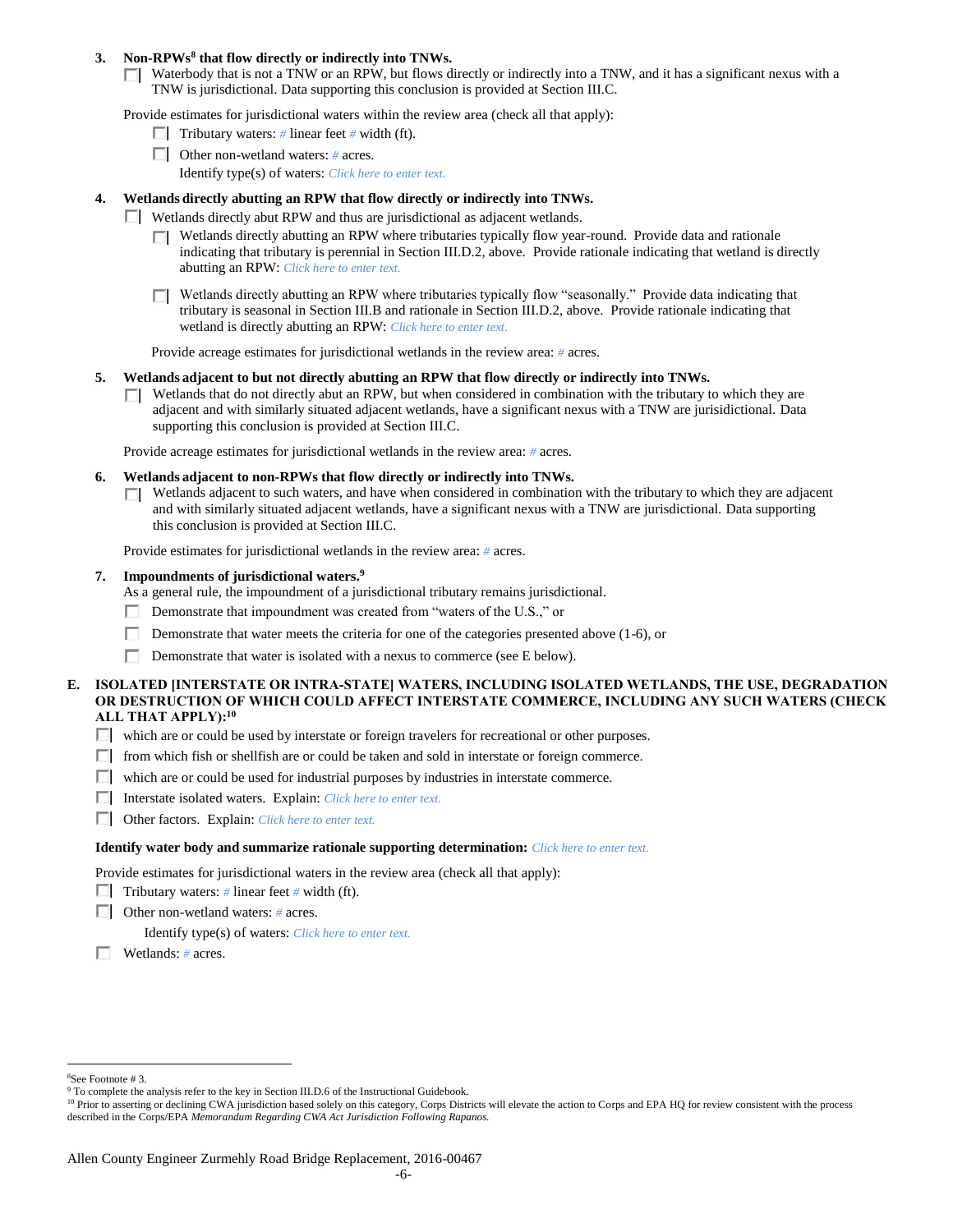**3. Non-RPWs[8] that flow directly or indirectly into TNWs.**

☐ Waterbody that is not a TNW or an RPW, but flows directly or indirectly into a TNW, and it has a significant nexus with a TNW is jurisdictional. Data supporting this conclusion is provided at Section III.C.

Provide estimates for jurisdictional waters within the review area (check all that apply):

☐ Tributary waters: # linear feet # width (ft).

☐ Other non-wetland waters: # acres.

Identify type(s) of waters: *Click here to enter text.*

**4. Wetlands directly abutting an RPW that flow directly or indirectly into TNWs.**

☐ Wetlands directly abut RPW and thus are jurisdictional as adjacent wetlands.

☐ Wetlands directly abutting an RPW where tributaries typically flow year-round. Provide data and rationale indicating that tributary is perennial in Section III.D.2, above. Provide rationale indicating that wetland is directly abutting an RPW: *Click here to enter text.*

☐ Wetlands directly abutting an RPW where tributaries typically flow "seasonally." Provide data indicating that tributary is seasonal in Section III.B and rationale in Section III.D.2, above. Provide rationale indicating that wetland is directly abutting an RPW: *Click here to enter text.*

Provide acreage estimates for jurisdictional wetlands in the review area: # acres.

**5. Wetlands adjacent to but not directly abutting an RPW that flow directly or indirectly into TNWs.**

☐ Wetlands that do not directly abut an RPW, but when considered in combination with the tributary to which they are adjacent and with similarly situated adjacent wetlands, have a significant nexus with a TNW are jurisdictional. Data supporting this conclusion is provided at Section III.C.

Provide acreage estimates for jurisdictional wetlands in the review area: # acres.

**6. Wetlands adjacent to non-RPWs that flow directly or indirectly into TNWs.**

☐ Wetlands adjacent to such waters, and have when considered in combination with the tributary to which they are adjacent and with similarly situated adjacent wetlands, have a significant nexus with a TNW are jurisdictional. Data supporting this conclusion is provided at Section III.C.

Provide estimates for jurisdictional wetlands in the review area: # acres.

**7. Impoundments of jurisdictional waters.[9]**

As a general rule, the impoundment of a jurisdictional tributary remains jurisdictional.

☐ Demonstrate that impoundment was created from "waters of the U.S.," or

☐ Demonstrate that water meets the criteria for one of the categories presented above (1-6), or

☐ Demonstrate that water is isolated with a nexus to commerce (see E below).

**E. ISOLATED [INTERSTATE OR INTRA-STATE] WATERS, INCLUDING ISOLATED WETLANDS, THE USE, DEGRADATION OR DESTRUCTION OF WHICH COULD AFFECT INTERSTATE COMMERCE, INCLUDING ANY SUCH WATERS (CHECK ALL THAT APPLY):[10]**

☐ which are or could be used by interstate or foreign travelers for recreational or other purposes.

☐ from which fish or shellfish are or could be taken and sold in interstate or foreign commerce.

☐ which are or could be used for industrial purposes by industries in interstate commerce.

☐ Interstate isolated waters. Explain: *Click here to enter text.*

☐ Other factors. Explain: *Click here to enter text.*

**Identify water body and summarize rationale supporting determination:** *Click here to enter text.*

Provide estimates for jurisdictional waters in the review area (check all that apply):

☐ Tributary waters: # linear feet # width (ft).

☐ Other non-wetland waters: # acres.

Identify type(s) of waters: *Click here to enter text.*

☐ Wetlands: # acres.

---

[8] See Footnote # 3.

[9] To complete the analysis refer to the key in Section III.D.6 of the Instructional Guidebook.

[10] Prior to asserting or declining CWA jurisdiction based solely on this category, Corps Districts will elevate the action to Corps and EPA HQ for review consistent with the process described in the Corps/EPA *Memorandum Regarding CWA Act Jurisdiction Following Rapanos.*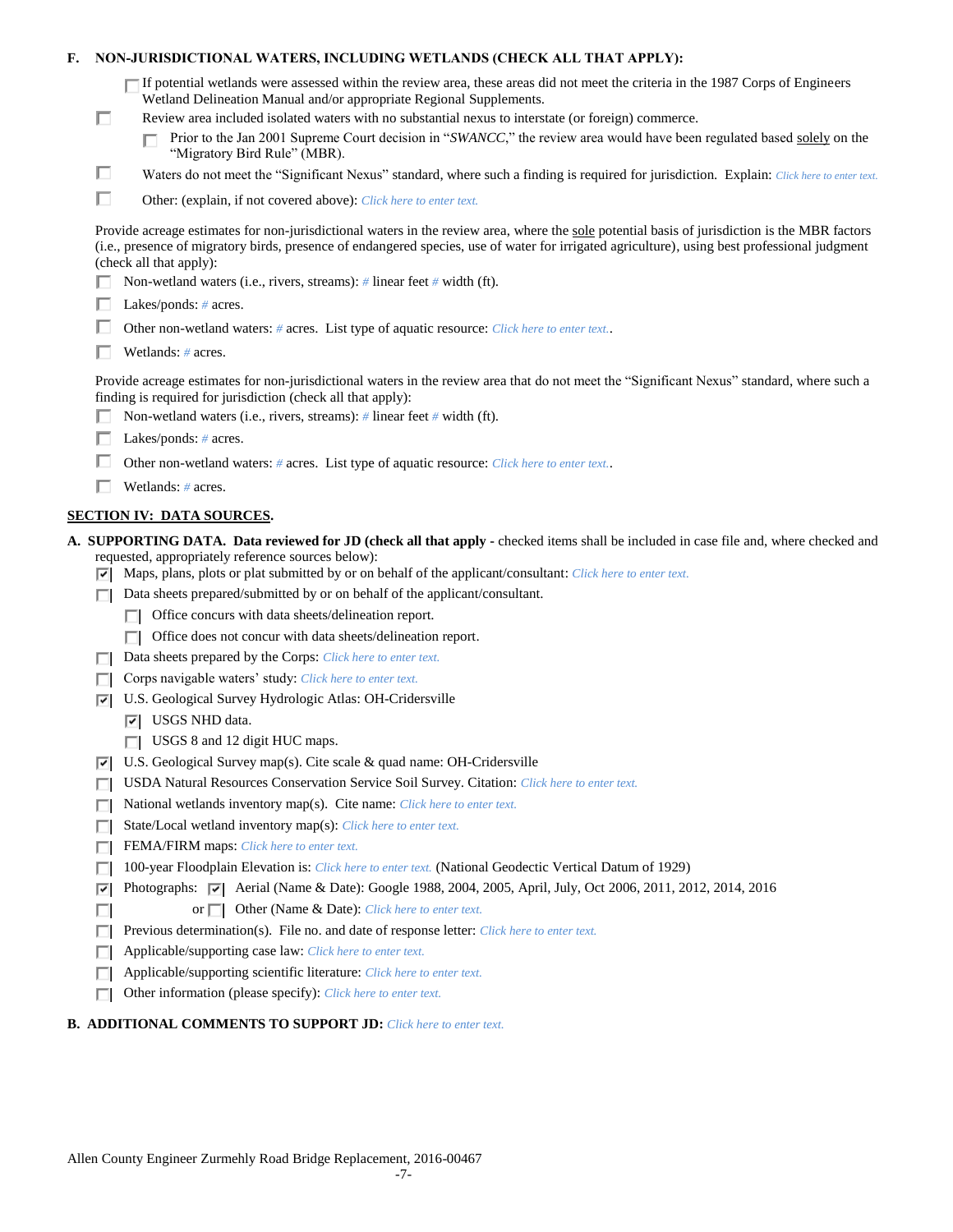**F. NON-JURISDICTIONAL WATERS, INCLUDING WETLANDS (CHECK ALL THAT APPLY):**

- [ ] If potential wetlands were assessed within the review area, these areas did not meet the criteria in the 1987 Corps of Engineers Wetland Delineation Manual and/or appropriate Regional Supplements.
- [ ] Review area included isolated waters with no substantial nexus to interstate (or foreign) commerce.
  - [ ] Prior to the Jan 2001 Supreme Court decision in "*SWANCC*," the review area would have been regulated based solely on the "Migratory Bird Rule" (MBR).
- [ ] Waters do not meet the "Significant Nexus" standard, where such a finding is required for jurisdiction. Explain: *Click here to enter text.*
- [ ] Other: (explain, if not covered above): *Click here to enter text.*

Provide acreage estimates for non-jurisdictional waters in the review area, where the sole potential basis of jurisdiction is the MBR factors (i.e., presence of migratory birds, presence of endangered species, use of water for irrigated agriculture), using best professional judgment (check all that apply):

- [ ] Non-wetland waters (i.e., rivers, streams): *#* linear feet *#* width (ft).
- [ ] Lakes/ponds: *#* acres.
- [ ] Other non-wetland waters: *#* acres. List type of aquatic resource: *Click here to enter text.*.
- [ ] Wetlands: *#* acres.

Provide acreage estimates for non-jurisdictional waters in the review area that do not meet the "Significant Nexus" standard, where such a finding is required for jurisdiction (check all that apply):

- [ ] Non-wetland waters (i.e., rivers, streams): *#* linear feet *#* width (ft).
- [ ] Lakes/ponds: *#* acres.
- [ ] Other non-wetland waters: *#* acres. List type of aquatic resource: *Click here to enter text.*.
- [ ] Wetlands: *#* acres.

## SECTION IV: DATA SOURCES.

**A. SUPPORTING DATA. Data reviewed for JD (check all that apply** - checked items shall be included in case file and, where checked and requested, appropriately reference sources below):

- [x] Maps, plans, plots or plat submitted by or on behalf of the applicant/consultant: *Click here to enter text.*
- [ ] Data sheets prepared/submitted by or on behalf of the applicant/consultant.
  - [ ] Office concurs with data sheets/delineation report.
  - [ ] Office does not concur with data sheets/delineation report.
- [ ] Data sheets prepared by the Corps: *Click here to enter text.*
- [ ] Corps navigable waters' study: *Click here to enter text.*
- [x] U.S. Geological Survey Hydrologic Atlas: OH-Cridersville
  - [x] USGS NHD data.
  - [ ] USGS 8 and 12 digit HUC maps.
- [x] U.S. Geological Survey map(s). Cite scale & quad name: OH-Cridersville
- [ ] USDA Natural Resources Conservation Service Soil Survey. Citation: *Click here to enter text.*
- [ ] National wetlands inventory map(s). Cite name: *Click here to enter text.*
- [ ] State/Local wetland inventory map(s): *Click here to enter text.*
- [ ] FEMA/FIRM maps: *Click here to enter text.*
- [ ] 100-year Floodplain Elevation is: *Click here to enter text.* (National Geodectic Vertical Datum of 1929)
- [x] Photographs: [x] Aerial (Name & Date): Google 1988, 2004, 2005, April, July, Oct 2006, 2011, 2012, 2014, 2016
- [ ] or [ ] Other (Name & Date): *Click here to enter text.*
- [ ] Previous determination(s). File no. and date of response letter: *Click here to enter text.*
- [ ] Applicable/supporting case law: *Click here to enter text.*
- [ ] Applicable/supporting scientific literature: *Click here to enter text.*
- [ ] Other information (please specify): *Click here to enter text.*

**B. ADDITIONAL COMMENTS TO SUPPORT JD:** *Click here to enter text.*

Allen County Engineer Zurmehly Road Bridge Replacement, 2016-00467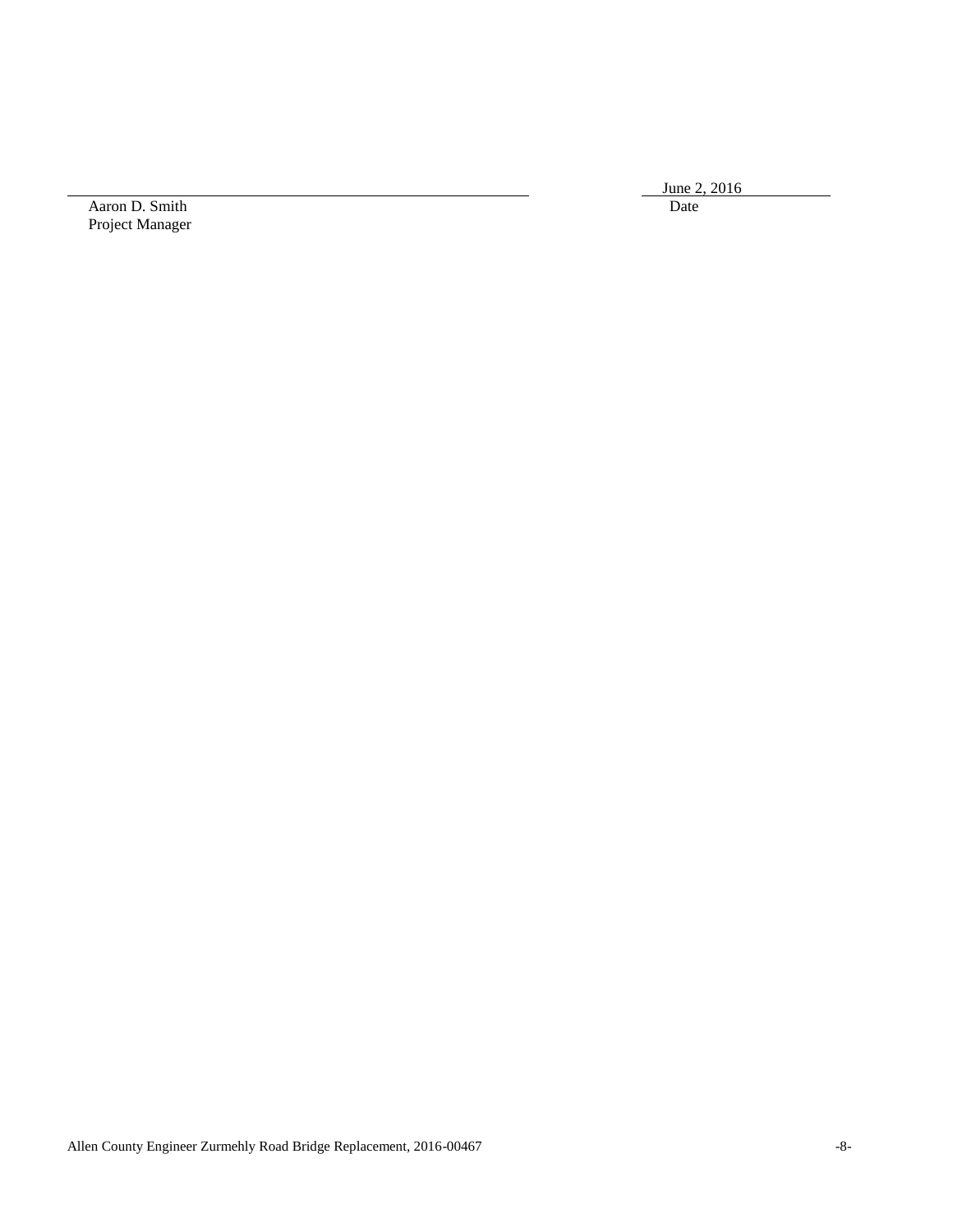Aaron D. Smith
Project Manager

June 2, 2016
Date

Allen County Engineer Zurmehly Road Bridge Replacement, 2016-00467